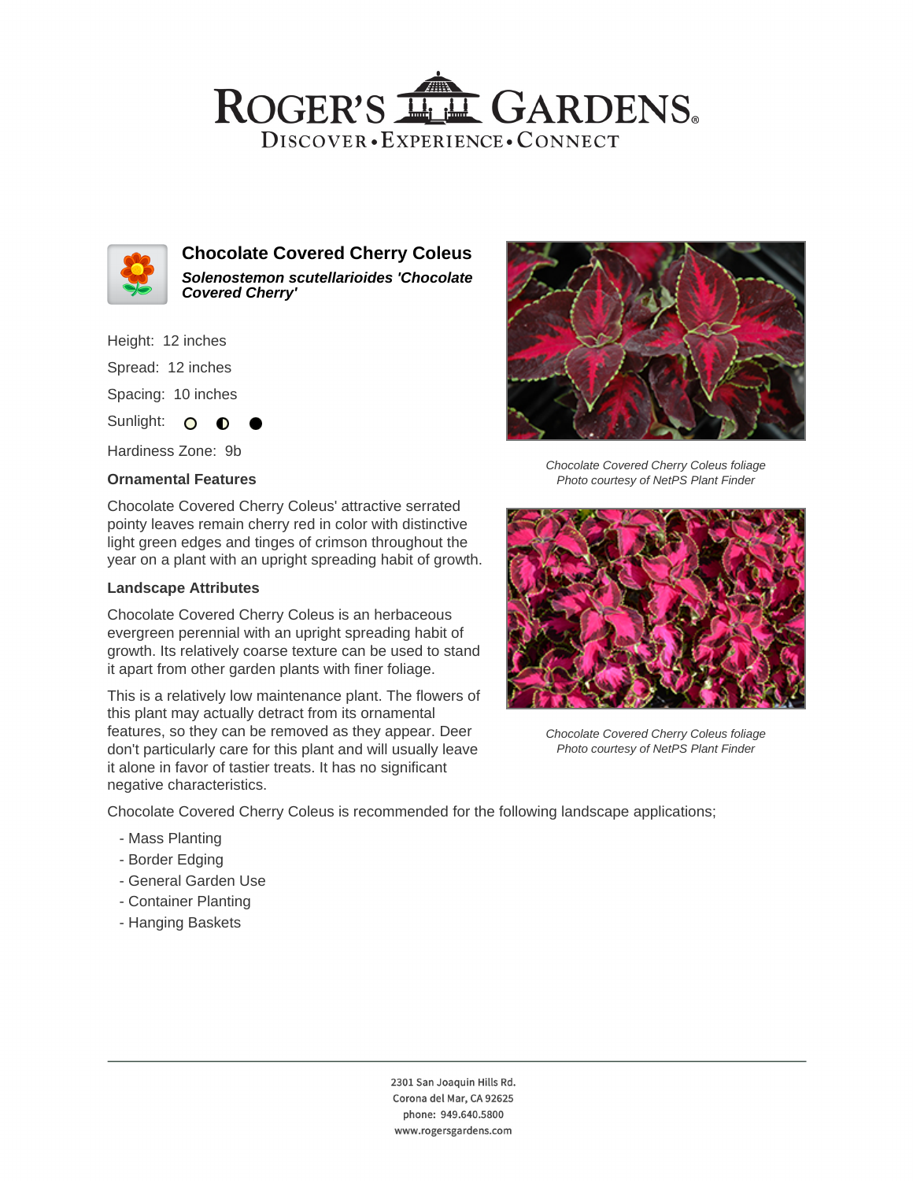# ROGER'S GARDENS

DISCOVER • EXPERIENCE • CONNECT

## Chocolate Covered Cherry Coleus

***Solenostemon scutellarioides 'Chocolate Covered Cherry'***

Height: 12 inches

Spread: 12 inches

Spacing: 10 inches

Sunlight:

Hardiness Zone: 9b

### Ornamental Features

Chocolate Covered Cherry Coleus' attractive serrated pointy leaves remain cherry red in color with distinctive light green edges and tinges of crimson throughout the year on a plant with an upright spreading habit of growth.

### Landscape Attributes

Chocolate Covered Cherry Coleus is an herbaceous evergreen perennial with an upright spreading habit of growth. Its relatively coarse texture can be used to stand it apart from other garden plants with finer foliage.

This is a relatively low maintenance plant. The flowers of this plant may actually detract from its ornamental features, so they can be removed as they appear. Deer don't particularly care for this plant and will usually leave it alone in favor of tastier treats. It has no significant negative characteristics.

Chocolate Covered Cherry Coleus is recommended for the following landscape applications;

- Mass Planting
- Border Edging
- General Garden Use
- Container Planting
- Hanging Baskets

*Chocolate Covered Cherry Coleus foliage*
*Photo courtesy of NetPS Plant Finder*

*Chocolate Covered Cherry Coleus foliage*
*Photo courtesy of NetPS Plant Finder*

2301 San Joaquin Hills Rd.
Corona del Mar, CA 92625
phone: 949.640.5800
www.rogersgardens.com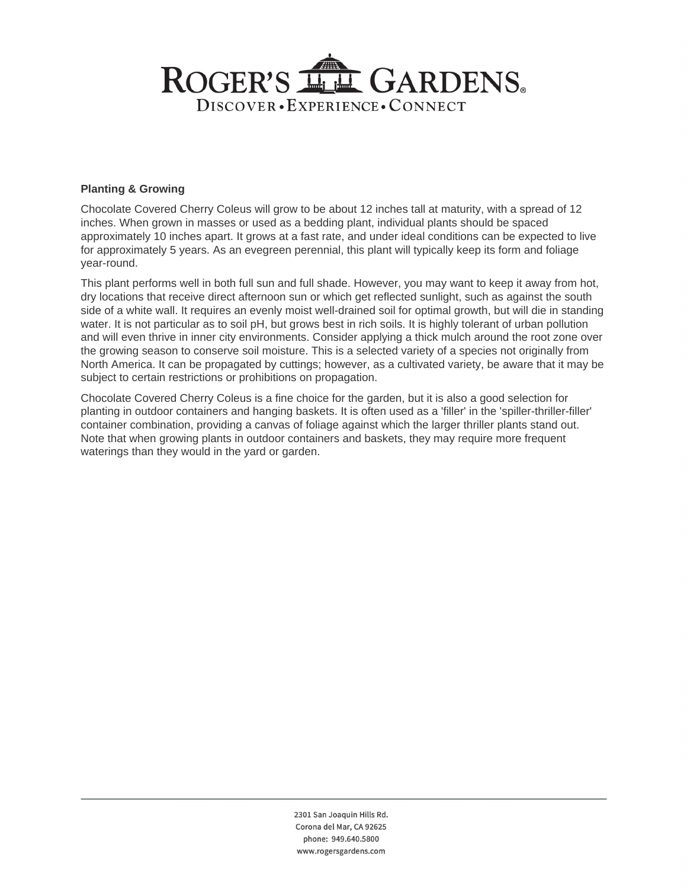**Planting & Growing**

Chocolate Covered Cherry Coleus will grow to be about 12 inches tall at maturity, with a spread of 12 inches. When grown in masses or used as a bedding plant, individual plants should be spaced approximately 10 inches apart. It grows at a fast rate, and under ideal conditions can be expected to live for approximately 5 years. As an evegreen perennial, this plant will typically keep its form and foliage year-round.

This plant performs well in both full sun and full shade. However, you may want to keep it away from hot, dry locations that receive direct afternoon sun or which get reflected sunlight, such as against the south side of a white wall. It requires an evenly moist well-drained soil for optimal growth, but will die in standing water. It is not particular as to soil pH, but grows best in rich soils. It is highly tolerant of urban pollution and will even thrive in inner city environments. Consider applying a thick mulch around the root zone over the growing season to conserve soil moisture. This is a selected variety of a species not originally from North America. It can be propagated by cuttings; however, as a cultivated variety, be aware that it may be subject to certain restrictions or prohibitions on propagation.

Chocolate Covered Cherry Coleus is a fine choice for the garden, but it is also a good selection for planting in outdoor containers and hanging baskets. It is often used as a 'filler' in the 'spiller-thriller-filler' container combination, providing a canvas of foliage against which the larger thriller plants stand out. Note that when growing plants in outdoor containers and baskets, they may require more frequent waterings than they would in the yard or garden.